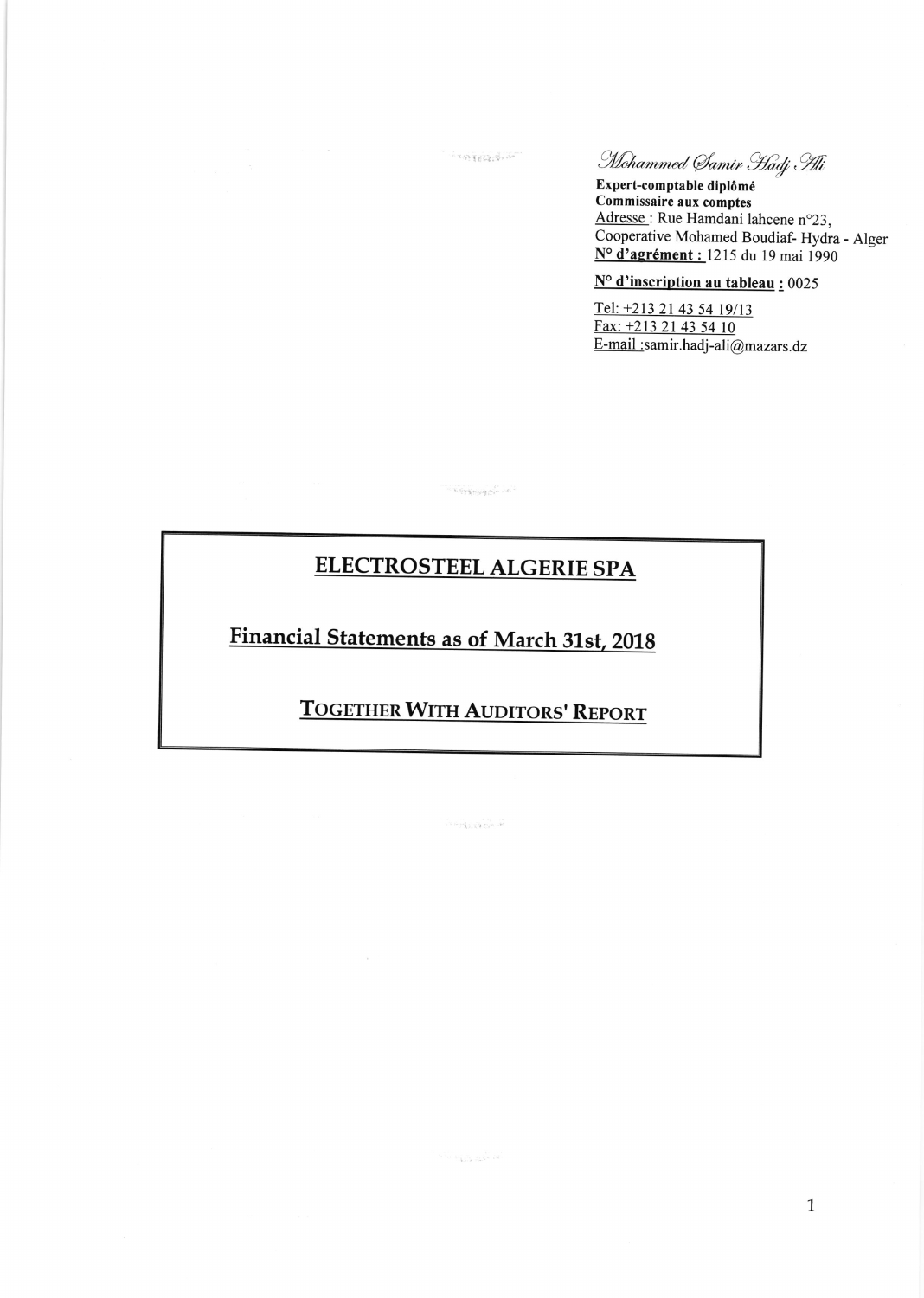*Mohammed Samir Hadj Ali*

**Expert-comptable diplômé**
**Commissaire aux comptes**
Adresse : Rue Hamdani lahcene n°23,
Cooperative Mohamed Boudiaf- Hydra - Alger
**N° d'agrément :** 1215 du 19 mai 1990

**N° d'inscription au tableau :** 0025

Tel: +213 21 43 54 19/13
Fax: +213 21 43 54 10
E-mail :samir.hadj-ali@mazars.dz

# ELECTROSTEEL ALGERIE SPA

## Financial Statements as of March 31st, 2018

## TOGETHER WITH AUDITORS' REPORT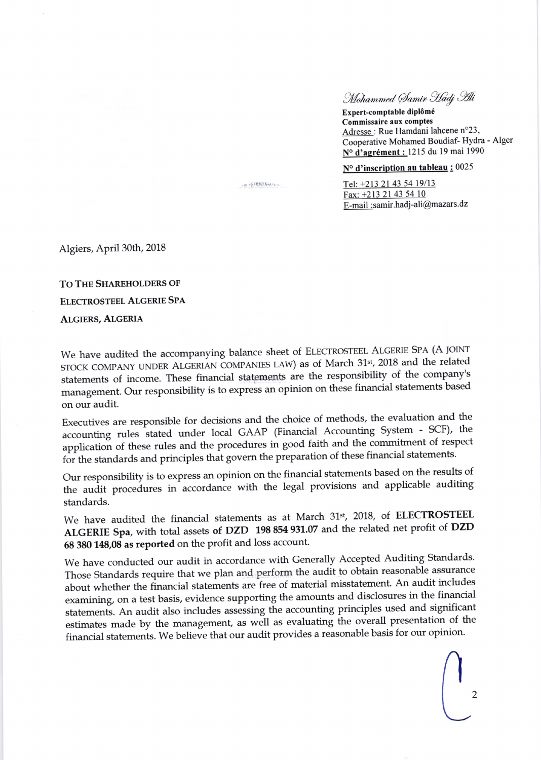*Mohammed Samir Hadj Ali*

**Expert-comptable diplômé**
**Commissaire aux comptes**
Adresse : Rue Hamdani lahcene n°23,
Cooperative Mohamed Boudiaf- Hydra - Alger
**N° d'agrément :** 1215 du 19 mai 1990

**N° d'inscription au tableau :** 0025

Tel: +213 21 43 54 19/13
Fax: +213 21 43 54 10
E-mail :samir.hadj-ali@mazars.dz

Algiers, April 30th, 2018

**TO THE SHAREHOLDERS OF**
**ELECTROSTEEL ALGERIE SPA**
**ALGIERS, ALGERIA**

We have audited the accompanying balance sheet of ELECTROSTEEL ALGERIE SPA (A JOINT STOCK COMPANY UNDER ALGERIAN COMPANIES LAW) as of March 31st, 2018 and the related statements of income. These financial statements are the responsibility of the company's management. Our responsibility is to express an opinion on these financial statements based on our audit.

Executives are responsible for decisions and the choice of methods, the evaluation and the accounting rules stated under local GAAP (Financial Accounting System - SCF), the application of these rules and the procedures in good faith and the commitment of respect for the standards and principles that govern the preparation of these financial statements.

Our responsibility is to express an opinion on the financial statements based on the results of the audit procedures in accordance with the legal provisions and applicable auditing standards.

We have audited the financial statements as at March 31st, 2018, of **ELECTROSTEEL ALGERIE Spa**, with total assets **of DZD 198 854 931.07** and the related net profit of **DZD 68 380 148,08 as reported** on the profit and loss account.

We have conducted our audit in accordance with Generally Accepted Auditing Standards. Those Standards require that we plan and perform the audit to obtain reasonable assurance about whether the financial statements are free of material misstatement. An audit includes examining, on a test basis, evidence supporting the amounts and disclosures in the financial statements. An audit also includes assessing the accounting principles used and significant estimates made by the management, as well as evaluating the overall presentation of the financial statements. We believe that our audit provides a reasonable basis for our opinion.